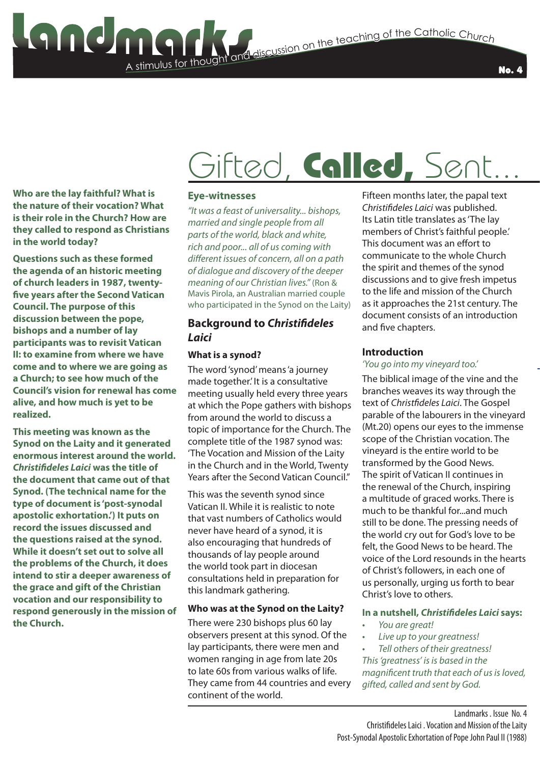# Landmarks

A stimulus for thought and discussion on the teaching of the Catholic Church

No. 4

# Gifted, **Called,** Sent...

**Who are the lay faithful? What is the nature of their vocation? What is their role in the Church? How are they called to respond as Christians in the world today?**

**Questions such as these formed the agenda of an historic meeting of church leaders in 1987, twenty-five years after the Second Vatican Council. The purpose of this discussion between the pope, bishops and a number of lay participants was to revisit Vatican II: to examine from where we have come and to where we are going as a Church; to see how much of the Council's vision for renewal has come alive, and how much is yet to be realized.**

**This meeting was known as the Synod on the Laity and it generated enormous interest around the world. *Christifideles Laici* was the title of the document that came out of that Synod. (The technical name for the type of document is 'post-synodal apostolic exhortation.') It puts on record the issues discussed and the questions raised at the synod. While it doesn't set out to solve all the problems of the Church, it does intend to stir a deeper awareness of the grace and gift of the Christian vocation and our responsibility to respond generously in the mission of the Church.**

### Eye-witnesses

*"It was a feast of universality... bishops, married and single people from all parts of the world, black and white, rich and poor... all of us coming with different issues of concern, all on a path of dialogue and discovery of the deeper meaning of our Christian lives."* (Ron & Mavis Pirola, an Australian married couple who participated in the Synod on the Laity)

## Background to *Christifideles Laici*

### What is a synod?

The word 'synod' means 'a journey made together.' It is a consultative meeting usually held every three years at which the Pope gathers with bishops from around the world to discuss a topic of importance for the Church. The complete title of the 1987 synod was: 'The Vocation and Mission of the Laity in the Church and in the World, Twenty Years after the Second Vatican Council."

This was the seventh synod since Vatican II. While it is realistic to note that vast numbers of Catholics would never have heard of a synod, it is also encouraging that hundreds of thousands of lay people around the world took part in diocesan consultations held in preparation for this landmark gathering.

### Who was at the Synod on the Laity?

There were 230 bishops plus 60 lay observers present at this synod. Of the lay participants, there were men and women ranging in age from late 20s to late 60s from various walks of life. They came from 44 countries and every continent of the world.

Fifteen months later, the papal text *Christifideles Laici* was published. Its Latin title translates as 'The lay members of Christ's faithful people.' This document was an effort to communicate to the whole Church the spirit and themes of the synod discussions and to give fresh impetus to the life and mission of the Church as it approaches the 21st century. The document consists of an introduction and five chapters.

### Introduction

*'You go into my vineyard too.'*

The biblical image of the vine and the branches weaves its way through the text of *Christfideles Laici*. The Gospel parable of the labourers in the vineyard (Mt.20) opens our eyes to the immense scope of the Christian vocation. The vineyard is the entire world to be transformed by the Good News. The spirit of Vatican II continues in the renewal of the Church, inspiring a multitude of graced works. There is much to be thankful for...and much still to be done. The pressing needs of the world cry out for God's love to be felt, the Good News to be heard. The voice of the Lord resounds in the hearts of Christ's followers, in each one of us personally, urging us forth to bear Christ's love to others.

### In a nutshell, *Christifideles Laici* says:

- *You are great!*
- *Live up to your greatness!*
- *Tell others of their greatness!*

*This 'greatness' is is based in the magnificent truth that each of us is loved, gifted, called and sent by God.*

Landmarks . Issue No. 4
Christifideles Laici . Vocation and Mission of the Laity
Post-Synodal Apostolic Exhortation of Pope John Paul II (1988)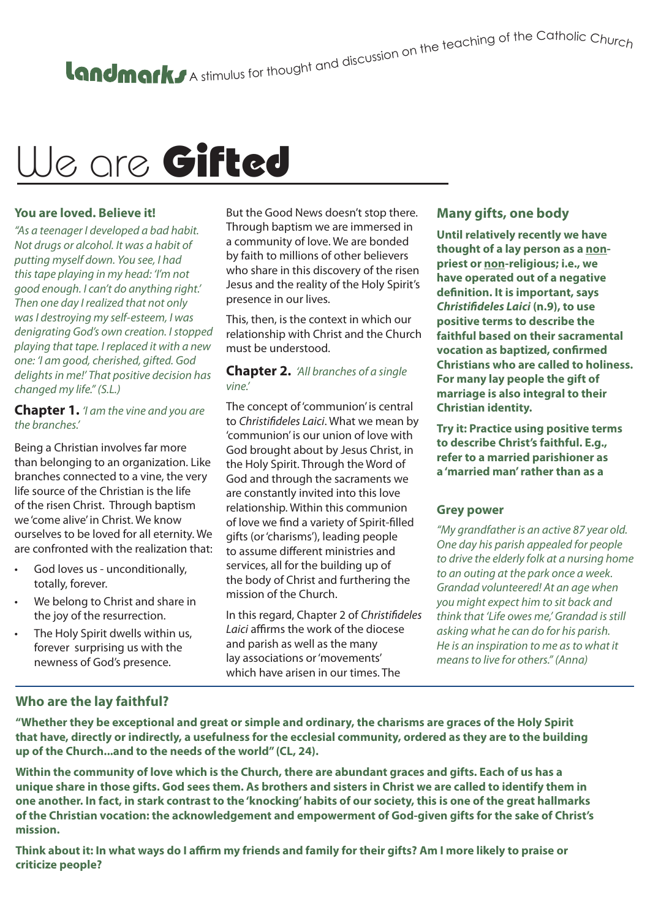**Landmarks** A stimulus for thought and discussion on the teaching of the Catholic Church

# We are **Gifted**

### You are loved. Believe it!

*"As a teenager I developed a bad habit. Not drugs or alcohol. It was a habit of putting myself down. You see, I had this tape playing in my head: 'I'm not good enough. I can't do anything right.' Then one day I realized that not only was I destroying my self-esteem, I was denigrating God's own creation. I stopped playing that tape. I replaced it with a new one: 'I am good, cherished, gifted. God delights in me!' That positive decision has changed my life." (S.L.)*

**Chapter 1.** *'I am the vine and you are the branches.'*

Being a Christian involves far more than belonging to an organization. Like branches connected to a vine, the very life source of the Christian is the life of the risen Christ. Through baptism we 'come alive' in Christ. We know ourselves to be loved for all eternity. We are confronted with the realization that:

- God loves us - unconditionally, totally, forever.
- We belong to Christ and share in the joy of the resurrection.
- The Holy Spirit dwells within us, forever surprising us with the newness of God's presence.

But the Good News doesn't stop there. Through baptism we are immersed in a community of love. We are bonded by faith to millions of other believers who share in this discovery of the risen Jesus and the reality of the Holy Spirit's presence in our lives.

This, then, is the context in which our relationship with Christ and the Church must be understood.

**Chapter 2.** *'All branches of a single vine.'*

The concept of 'communion' is central to *Christifideles Laici*. What we mean by 'communion' is our union of love with God brought about by Jesus Christ, in the Holy Spirit. Through the Word of God and through the sacraments we are constantly invited into this love relationship. Within this communion of love we find a variety of Spirit-filled gifts (or 'charisms'), leading people to assume different ministries and services, all for the building up of the body of Christ and furthering the mission of the Church.

In this regard, Chapter 2 of *Christifideles Laici* affirms the work of the diocese and parish as well as the many lay associations or 'movements' which have arisen in our times. The

### Many gifts, one body

**Until relatively recently we have thought of a lay person as a non-priest or non-religious; i.e., we have operated out of a negative definition. It is important, says *Christifideles Laici* (n.9), to use positive terms to describe the faithful based on their sacramental vocation as baptized, confirmed Christians who are called to holiness. For many lay people the gift of marriage is also integral to their Christian identity.**

**Try it: Practice using positive terms to describe Christ's faithful. E.g., refer to a married parishioner as a 'married man' rather than as a**

### Grey power

*"My grandfather is an active 87 year old. One day his parish appealed for people to drive the elderly folk at a nursing home to an outing at the park once a week. Grandad volunteered! At an age when you might expect him to sit back and think that 'Life owes me,' Grandad is still asking what he can do for his parish. He is an inspiration to me as to what it means to live for others." (Anna)*

### Who are the lay faithful?

**"Whether they be exceptional and great or simple and ordinary, the charisms are graces of the Holy Spirit that have, directly or indirectly, a usefulness for the ecclesial community, ordered as they are to the building up of the Church...and to the needs of the world" (CL, 24).**

**Within the community of love which is the Church, there are abundant graces and gifts. Each of us has a unique share in those gifts. God sees them. As brothers and sisters in Christ we are called to identify them in one another. In fact, in stark contrast to the 'knocking' habits of our society, this is one of the great hallmarks of the Christian vocation: the acknowledgement and empowerment of God-given gifts for the sake of Christ's mission.**

**Think about it: In what ways do I affirm my friends and family for their gifts? Am I more likely to praise or criticize people?**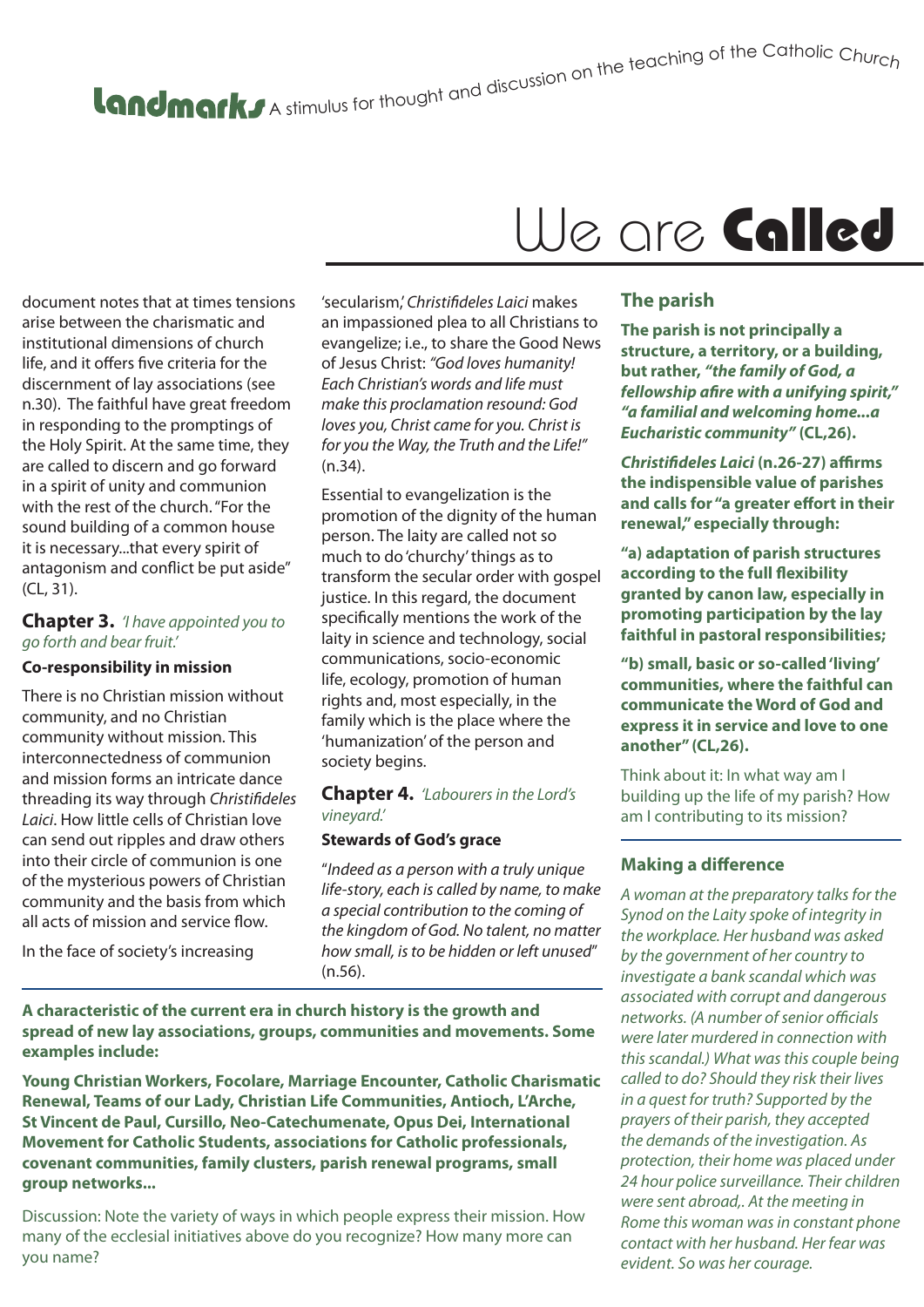# We are Called

document notes that at times tensions arise between the charismatic and institutional dimensions of church life, and it offers five criteria for the discernment of lay associations (see n.30). The faithful have great freedom in responding to the promptings of the Holy Spirit. At the same time, they are called to discern and go forward in a spirit of unity and communion with the rest of the church. "For the sound building of a common house it is necessary...that every spirit of antagonism and conflict be put aside" (CL, 31).

## Chapter 3. *'I have appointed you to go forth and bear fruit.'*

### Co-responsibility in mission

There is no Christian mission without community, and no Christian community without mission. This interconnectedness of communion and mission forms an intricate dance threading its way through *Christifideles Laici*. How little cells of Christian love can send out ripples and draw others into their circle of communion is one of the mysterious powers of Christian community and the basis from which all acts of mission and service flow.

In the face of society's increasing 'secularism,' *Christifideles Laici* makes an impassioned plea to all Christians to evangelize; i.e., to share the Good News of Jesus Christ: *"God loves humanity! Each Christian's words and life must make this proclamation resound: God loves you, Christ came for you. Christ is for you the Way, the Truth and the Life!"* (n.34).

Essential to evangelization is the promotion of the dignity of the human person. The laity are called not so much to do 'churchy' things as to transform the secular order with gospel justice. In this regard, the document specifically mentions the work of the laity in science and technology, social communications, socio-economic life, ecology, promotion of human rights and, most especially, in the family which is the place where the 'humanization' of the person and society begins.

## Chapter 4. *'Labourers in the Lord's vineyard.'*

### Stewards of God's grace

"*Indeed as a person with a truly unique life-story, each is called by name, to make a special contribution to the coming of the kingdom of God. No talent, no matter how small, is to be hidden or left unused*" (n.56).

**A characteristic of the current era in church history is the growth and spread of new lay associations, groups, communities and movements. Some examples include:**

**Young Christian Workers, Focolare, Marriage Encounter, Catholic Charismatic Renewal, Teams of our Lady, Christian Life Communities, Antioch, L'Arche, St Vincent de Paul, Cursillo, Neo-Catechumenate, Opus Dei, International Movement for Catholic Students, associations for Catholic professionals, covenant communities, family clusters, parish renewal programs, small group networks...**

Discussion: Note the variety of ways in which people express their mission. How many of the ecclesial initiatives above do you recognize? How many more can you name?

## The parish

**The parish is not principally a structure, a territory, or a building, but rather, *"the family of God, a fellowship afire with a unifying spirit," "a familial and welcoming home...a Eucharistic community"* (CL,26).**

***Christifideles Laici* (n.26-27) affirms the indispensible value of parishes and calls for "a greater effort in their renewal," especially through:**

**"a) adaptation of parish structures according to the full flexibility granted by canon law, especially in promoting participation by the lay faithful in pastoral responsibilities;**

**"b) small, basic or so-called 'living' communities, where the faithful can communicate the Word of God and express it in service and love to one another" (CL,26).**

Think about it: In what way am I building up the life of my parish? How am I contributing to its mission?

## Making a difference

*A woman at the preparatory talks for the Synod on the Laity spoke of integrity in the workplace. Her husband was asked by the government of her country to investigate a bank scandal which was associated with corrupt and dangerous networks. (A number of senior officials were later murdered in connection with this scandal.) What was this couple being called to do? Should they risk their lives in a quest for truth? Supported by the prayers of their parish, they accepted the demands of the investigation. As protection, their home was placed under 24 hour police surveillance. Their children were sent abroad,. At the meeting in Rome this woman was in constant phone contact with her husband. Her fear was evident. So was her courage.*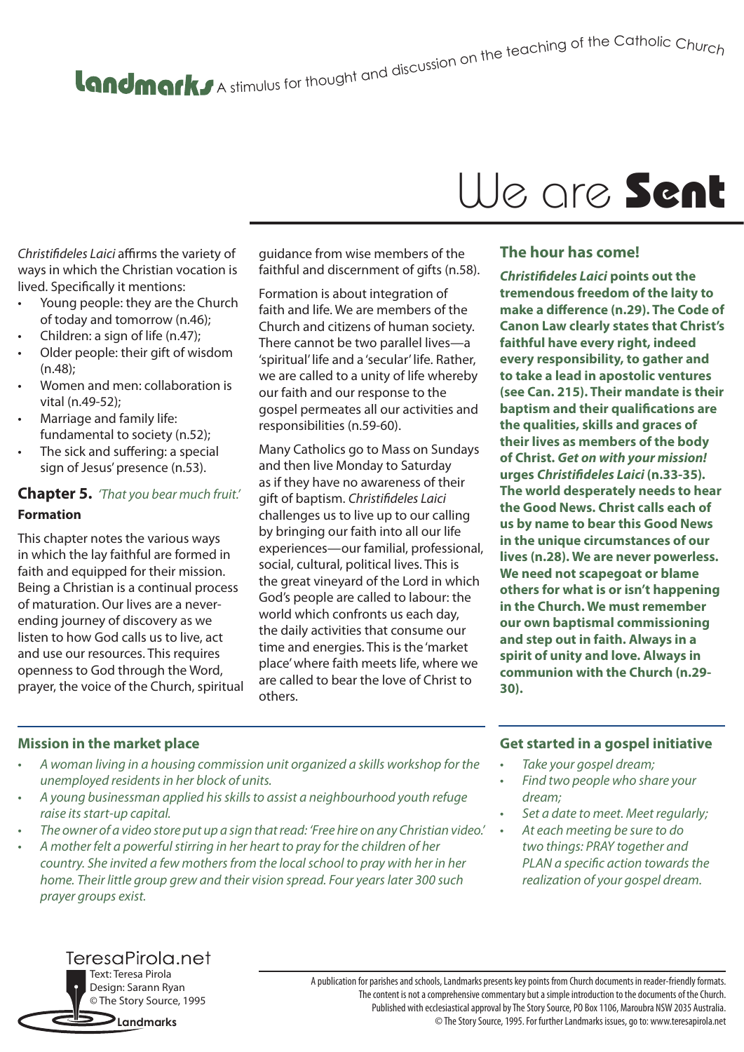**Landmarks** A stimulus for thought and discussion on the teaching of the Catholic Church

# We are **Sent**

*Christifideles Laici* affirms the variety of ways in which the Christian vocation is lived. Specifically it mentions:

- Young people: they are the Church of today and tomorrow (n.46);
- Children: a sign of life (n.47);
- Older people: their gift of wisdom (n.48);
- Women and men: collaboration is vital (n.49-52);
- Marriage and family life: fundamental to society (n.52);
- The sick and suffering: a special sign of Jesus' presence (n.53).

## Chapter 5. *'That you bear much fruit.'*

### Formation

This chapter notes the various ways in which the lay faithful are formed in faith and equipped for their mission. Being a Christian is a continual process of maturation. Our lives are a never-ending journey of discovery as we listen to how God calls us to live, act and use our resources. This requires openness to God through the Word, prayer, the voice of the Church, spiritual guidance from wise members of the faithful and discernment of gifts (n.58).

Formation is about integration of faith and life. We are members of the Church and citizens of human society. There cannot be two parallel lives—a 'spiritual' life and a 'secular' life. Rather, we are called to a unity of life whereby our faith and our response to the gospel permeates all our activities and responsibilities (n.59-60).

Many Catholics go to Mass on Sundays and then live Monday to Saturday as if they have no awareness of their gift of baptism. *Christifideles Laici* challenges us to live up to our calling by bringing our faith into all our life experiences—our familial, professional, social, cultural, political lives. This is the great vineyard of the Lord in which God's people are called to labour: the world which confronts us each day, the daily activities that consume our time and energies. This is the 'market place' where faith meets life, where we are called to bear the love of Christ to others.

## The hour has come!

**_Christifideles Laici_ points out the tremendous freedom of the laity to make a difference (n.29). The Code of Canon Law clearly states that Christ's faithful have every right, indeed every responsibility, to gather and to take a lead in apostolic ventures (see Can. 215). Their mandate is their baptism and their qualifications are the qualities, skills and graces of their lives as members of the body of Christ. _Get on with your mission!_ urges _Christifideles Laici_ (n.33-35). The world desperately needs to hear the Good News. Christ calls each of us by name to bear this Good News in the unique circumstances of our lives (n.28). We are never powerless. We need not scapegoat or blame others for what is or isn't happening in the Church. We must remember our own baptismal commissioning and step out in faith. Always in a spirit of unity and love. Always in communion with the Church (n.29-30).**

## Mission in the market place

- *A woman living in a housing commission unit organized a skills workshop for the unemployed residents in her block of units.*
- *A young businessman applied his skills to assist a neighbourhood youth refuge raise its start-up capital.*
- *The owner of a video store put up a sign that read: 'Free hire on any Christian video.'*
- *A mother felt a powerful stirring in her heart to pray for the children of her country. She invited a few mothers from the local school to pray with her in her home. Their little group grew and their vision spread. Four years later 300 such prayer groups exist.*

## Get started in a gospel initiative

- *Take your gospel dream;*
- *Find two people who share your dream;*
- *Set a date to meet. Meet regularly;*
- *At each meeting be sure to do two things: PRAY together and PLAN a specific action towards the realization of your gospel dream.*

TeresaPirola.net
Text: Teresa Pirola
Design: Sarann Ryan
© The Story Source, 1995
Landmarks

A publication for parishes and schools, Landmarks presents key points from Church documents in reader-friendly formats. The content is not a comprehensive commentary but a simple introduction to the documents of the Church. Published with ecclesiastical approval by The Story Source, PO Box 1106, Maroubra NSW 2035 Australia. © The Story Source, 1995. For further Landmarks issues, go to: www.teresapirola.net